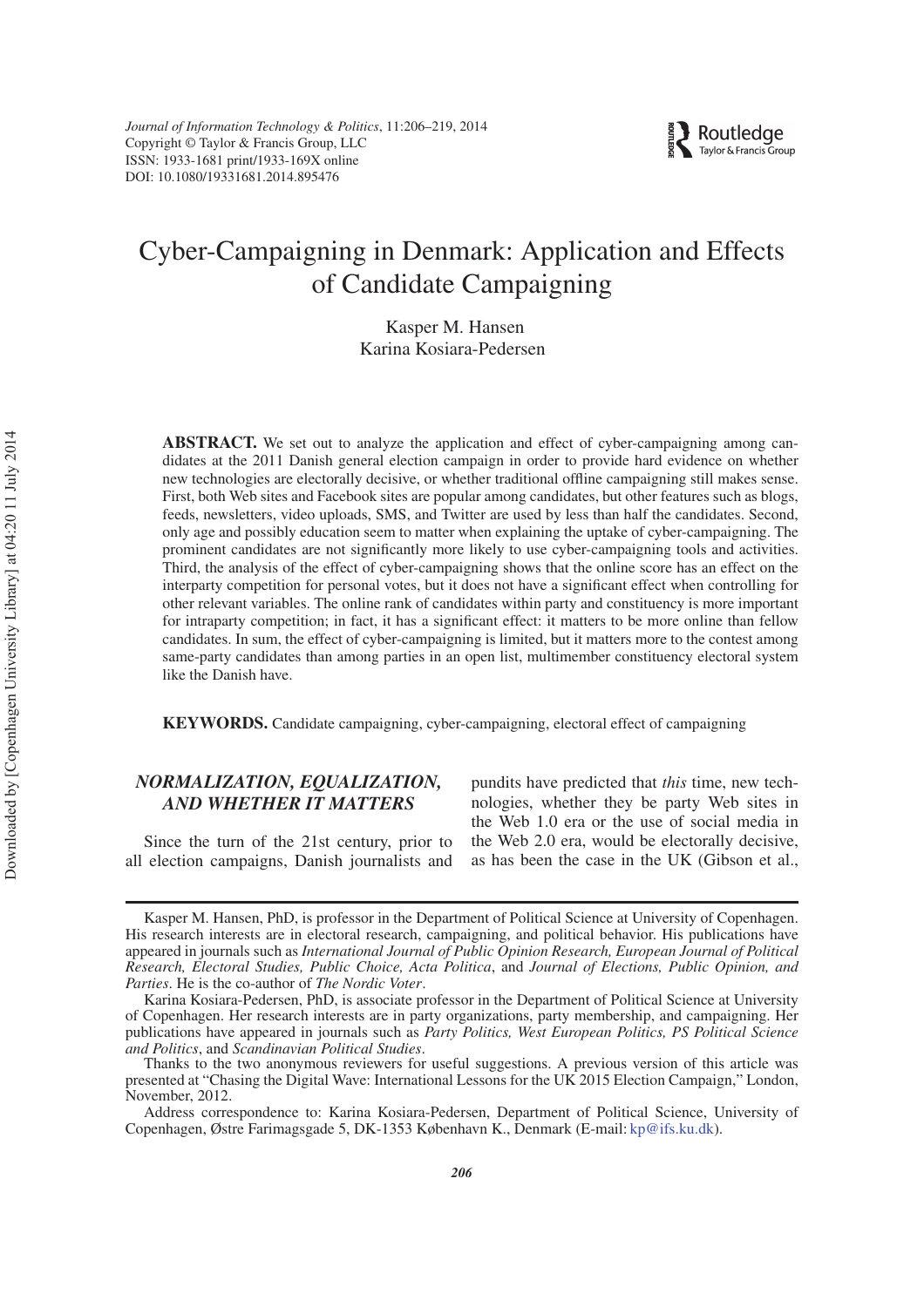# Cyber-Campaigning in Denmark: Application and Effects of Candidate Campaigning

Kasper M. Hansen
Karina Kosiara-Pedersen

**ABSTRACT.** We set out to analyze the application and effect of cyber-campaigning among candidates at the 2011 Danish general election campaign in order to provide hard evidence on whether new technologies are electorally decisive, or whether traditional offline campaigning still makes sense. First, both Web sites and Facebook sites are popular among candidates, but other features such as blogs, feeds, newsletters, video uploads, SMS, and Twitter are used by less than half the candidates. Second, only age and possibly education seem to matter when explaining the uptake of cyber-campaigning. The prominent candidates are not significantly more likely to use cyber-campaigning tools and activities. Third, the analysis of the effect of cyber-campaigning shows that the online score has an effect on the interparty competition for personal votes, but it does not have a significant effect when controlling for other relevant variables. The online rank of candidates within party and constituency is more important for intraparty competition; in fact, it has a significant effect: it matters to be more online than fellow candidates. In sum, the effect of cyber-campaigning is limited, but it matters more to the contest among same-party candidates than among parties in an open list, multimember constituency electoral system like the Danish have.

**KEYWORDS.** Candidate campaigning, cyber-campaigning, electoral effect of campaigning

## *NORMALIZATION, EQUALIZATION, AND WHETHER IT MATTERS*

Since the turn of the 21st century, prior to all election campaigns, Danish journalists and pundits have predicted that *this* time, new technologies, whether they be party Web sites in the Web 1.0 era or the use of social media in the Web 2.0 era, would be electorally decisive, as has been the case in the UK (Gibson et al.,

---

Kasper M. Hansen, PhD, is professor in the Department of Political Science at University of Copenhagen. His research interests are in electoral research, campaigning, and political behavior. His publications have appeared in journals such as *International Journal of Public Opinion Research, European Journal of Political Research, Electoral Studies, Public Choice, Acta Politica*, and *Journal of Elections, Public Opinion, and Parties*. He is the co-author of *The Nordic Voter*.

Karina Kosiara-Pedersen, PhD, is associate professor in the Department of Political Science at University of Copenhagen. Her research interests are in party organizations, party membership, and campaigning. Her publications have appeared in journals such as *Party Politics, West European Politics, PS Political Science and Politics*, and *Scandinavian Political Studies*.

Thanks to the two anonymous reviewers for useful suggestions. A previous version of this article was presented at "Chasing the Digital Wave: International Lessons for the UK 2015 Election Campaign," London, November, 2012.

Address correspondence to: Karina Kosiara-Pedersen, Department of Political Science, University of Copenhagen, Østre Farimagsgade 5, DK-1353 København K., Denmark (E-mail: kp@ifs.ku.dk).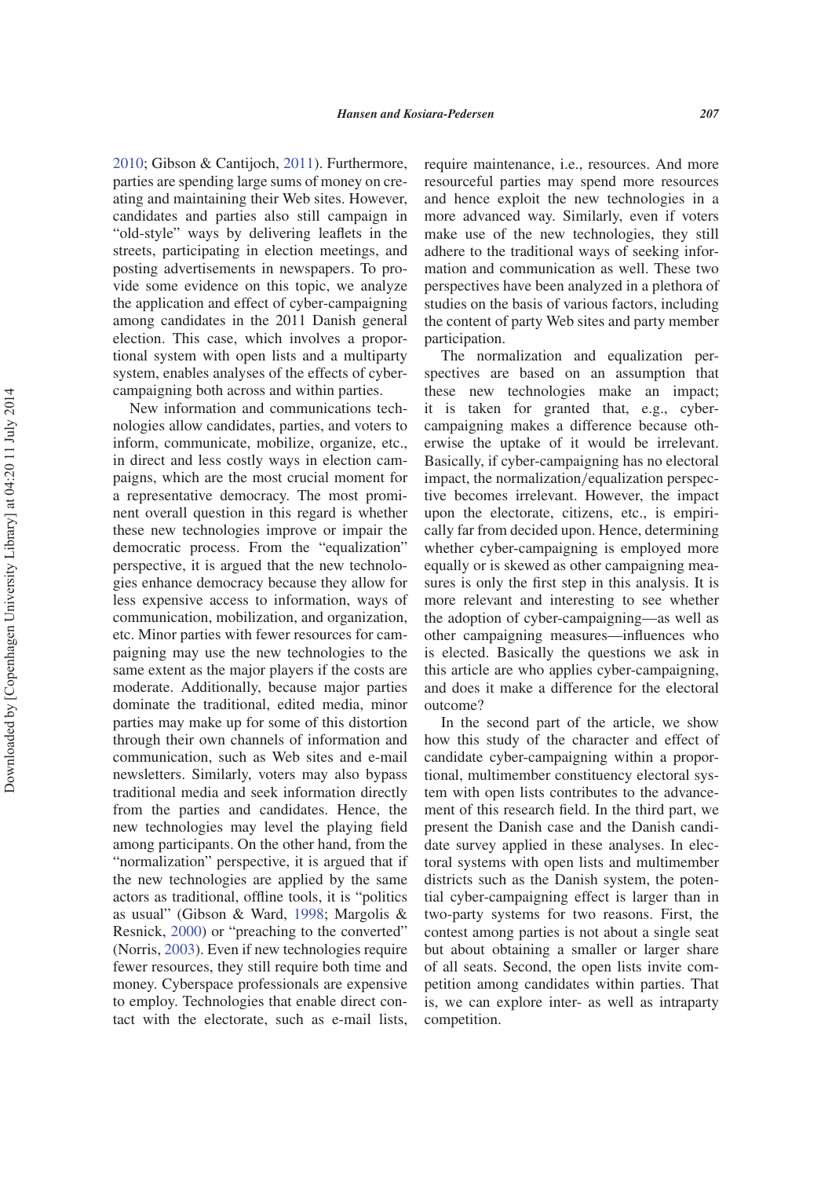2010; Gibson & Cantijoch, 2011). Furthermore, parties are spending large sums of money on creating and maintaining their Web sites. However, candidates and parties also still campaign in "old-style" ways by delivering leaflets in the streets, participating in election meetings, and posting advertisements in newspapers. To provide some evidence on this topic, we analyze the application and effect of cyber-campaigning among candidates in the 2011 Danish general election. This case, which involves a proportional system with open lists and a multiparty system, enables analyses of the effects of cyber-campaigning both across and within parties.

New information and communications technologies allow candidates, parties, and voters to inform, communicate, mobilize, organize, etc., in direct and less costly ways in election campaigns, which are the most crucial moment for a representative democracy. The most prominent overall question in this regard is whether these new technologies improve or impair the democratic process. From the "equalization" perspective, it is argued that the new technologies enhance democracy because they allow for less expensive access to information, ways of communication, mobilization, and organization, etc. Minor parties with fewer resources for campaigning may use the new technologies to the same extent as the major players if the costs are moderate. Additionally, because major parties dominate the traditional, edited media, minor parties may make up for some of this distortion through their own channels of information and communication, such as Web sites and e-mail newsletters. Similarly, voters may also bypass traditional media and seek information directly from the parties and candidates. Hence, the new technologies may level the playing field among participants. On the other hand, from the "normalization" perspective, it is argued that if the new technologies are applied by the same actors as traditional, offline tools, it is "politics as usual" (Gibson & Ward, 1998; Margolis & Resnick, 2000) or "preaching to the converted" (Norris, 2003). Even if new technologies require fewer resources, they still require both time and money. Cyberspace professionals are expensive to employ. Technologies that enable direct contact with the electorate, such as e-mail lists, require maintenance, i.e., resources. And more resourceful parties may spend more resources and hence exploit the new technologies in a more advanced way. Similarly, even if voters make use of the new technologies, they still adhere to the traditional ways of seeking information and communication as well. These two perspectives have been analyzed in a plethora of studies on the basis of various factors, including the content of party Web sites and party member participation.

The normalization and equalization perspectives are based on an assumption that these new technologies make an impact; it is taken for granted that, e.g., cyber-campaigning makes a difference because otherwise the uptake of it would be irrelevant. Basically, if cyber-campaigning has no electoral impact, the normalization/equalization perspective becomes irrelevant. However, the impact upon the electorate, citizens, etc., is empirically far from decided upon. Hence, determining whether cyber-campaigning is employed more equally or is skewed as other campaigning measures is only the first step in this analysis. It is more relevant and interesting to see whether the adoption of cyber-campaigning—as well as other campaigning measures—influences who is elected. Basically the questions we ask in this article are who applies cyber-campaigning, and does it make a difference for the electoral outcome?

In the second part of the article, we show how this study of the character and effect of candidate cyber-campaigning within a proportional, multimember constituency electoral system with open lists contributes to the advancement of this research field. In the third part, we present the Danish case and the Danish candidate survey applied in these analyses. In electoral systems with open lists and multimember districts such as the Danish system, the potential cyber-campaigning effect is larger than in two-party systems for two reasons. First, the contest among parties is not about a single seat but about obtaining a smaller or larger share of all seats. Second, the open lists invite competition among candidates within parties. That is, we can explore inter- as well as intraparty competition.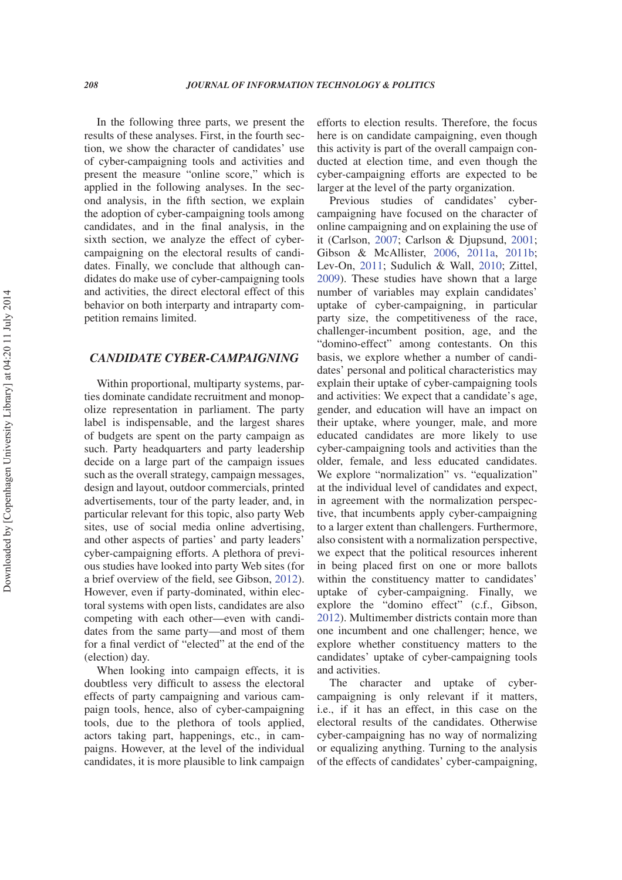In the following three parts, we present the results of these analyses. First, in the fourth section, we show the character of candidates' use of cyber-campaigning tools and activities and present the measure "online score," which is applied in the following analyses. In the second analysis, in the fifth section, we explain the adoption of cyber-campaigning tools among candidates, and in the final analysis, in the sixth section, we analyze the effect of cyber-campaigning on the electoral results of candidates. Finally, we conclude that although candidates do make use of cyber-campaigning tools and activities, the direct electoral effect of this behavior on both interparty and intraparty competition remains limited.

## CANDIDATE CYBER-CAMPAIGNING

Within proportional, multiparty systems, parties dominate candidate recruitment and monopolize representation in parliament. The party label is indispensable, and the largest shares of budgets are spent on the party campaign as such. Party headquarters and party leadership decide on a large part of the campaign issues such as the overall strategy, campaign messages, design and layout, outdoor commercials, printed advertisements, tour of the party leader, and, in particular relevant for this topic, also party Web sites, use of social media online advertising, and other aspects of parties' and party leaders' cyber-campaigning efforts. A plethora of previous studies have looked into party Web sites (for a brief overview of the field, see Gibson, 2012). However, even if party-dominated, within electoral systems with open lists, candidates are also competing with each other—even with candidates from the same party—and most of them for a final verdict of "elected" at the end of the (election) day.

When looking into campaign effects, it is doubtless very difficult to assess the electoral effects of party campaigning and various campaign tools, hence, also of cyber-campaigning tools, due to the plethora of tools applied, actors taking part, happenings, etc., in campaigns. However, at the level of the individual candidates, it is more plausible to link campaign efforts to election results. Therefore, the focus here is on candidate campaigning, even though this activity is part of the overall campaign conducted at election time, and even though the cyber-campaigning efforts are expected to be larger at the level of the party organization.

Previous studies of candidates' cyber-campaigning have focused on the character of online campaigning and on explaining the use of it (Carlson, 2007; Carlson & Djupsund, 2001; Gibson & McAllister, 2006, 2011a, 2011b; Lev-On, 2011; Sudulich & Wall, 2010; Zittel, 2009). These studies have shown that a large number of variables may explain candidates' uptake of cyber-campaigning, in particular party size, the competitiveness of the race, challenger-incumbent position, age, and the "domino-effect" among contestants. On this basis, we explore whether a number of candidates' personal and political characteristics may explain their uptake of cyber-campaigning tools and activities: We expect that a candidate's age, gender, and education will have an impact on their uptake, where younger, male, and more educated candidates are more likely to use cyber-campaigning tools and activities than the older, female, and less educated candidates. We explore "normalization" vs. "equalization" at the individual level of candidates and expect, in agreement with the normalization perspective, that incumbents apply cyber-campaigning to a larger extent than challengers. Furthermore, also consistent with a normalization perspective, we expect that the political resources inherent in being placed first on one or more ballots within the constituency matter to candidates' uptake of cyber-campaigning. Finally, we explore the "domino effect" (c.f., Gibson, 2012). Multimember districts contain more than one incumbent and one challenger; hence, we explore whether constituency matters to the candidates' uptake of cyber-campaigning tools and activities.

The character and uptake of cyber-campaigning is only relevant if it matters, i.e., if it has an effect, in this case on the electoral results of the candidates. Otherwise cyber-campaigning has no way of normalizing or equalizing anything. Turning to the analysis of the effects of candidates' cyber-campaigning,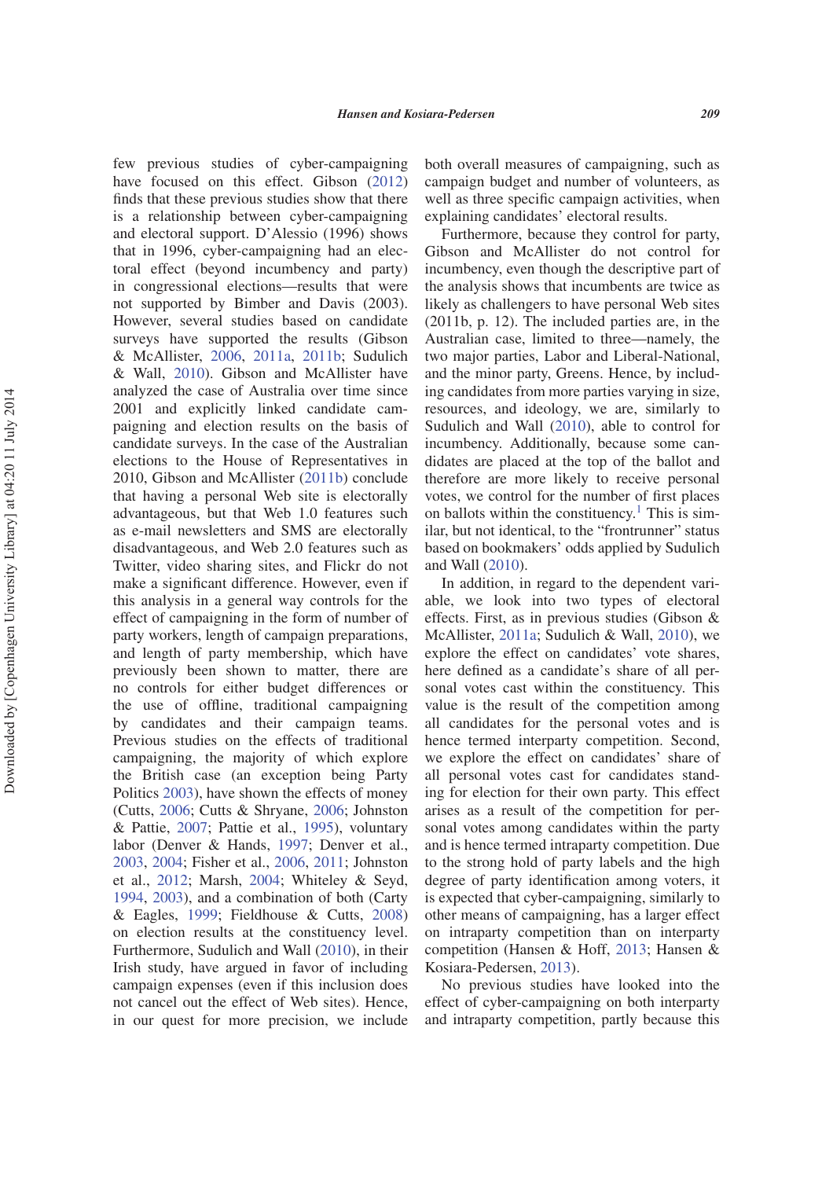few previous studies of cyber-campaigning have focused on this effect. Gibson (2012) finds that these previous studies show that there is a relationship between cyber-campaigning and electoral support. D'Alessio (1996) shows that in 1996, cyber-campaigning had an electoral effect (beyond incumbency and party) in congressional elections—results that were not supported by Bimber and Davis (2003). However, several studies based on candidate surveys have supported the results (Gibson & McAllister, 2006, 2011a, 2011b; Sudulich & Wall, 2010). Gibson and McAllister have analyzed the case of Australia over time since 2001 and explicitly linked candidate campaigning and election results on the basis of candidate surveys. In the case of the Australian elections to the House of Representatives in 2010, Gibson and McAllister (2011b) conclude that having a personal Web site is electorally advantageous, but that Web 1.0 features such as e-mail newsletters and SMS are electorally disadvantageous, and Web 2.0 features such as Twitter, video sharing sites, and Flickr do not make a significant difference. However, even if this analysis in a general way controls for the effect of campaigning in the form of number of party workers, length of campaign preparations, and length of party membership, which have previously been shown to matter, there are no controls for either budget differences or the use of offline, traditional campaigning by candidates and their campaign teams. Previous studies on the effects of traditional campaigning, the majority of which explore the British case (an exception being Party Politics 2003), have shown the effects of money (Cutts, 2006; Cutts & Shryane, 2006; Johnston & Pattie, 2007; Pattie et al., 1995), voluntary labor (Denver & Hands, 1997; Denver et al., 2003, 2004; Fisher et al., 2006, 2011; Johnston et al., 2012; Marsh, 2004; Whiteley & Seyd, 1994, 2003), and a combination of both (Carty & Eagles, 1999; Fieldhouse & Cutts, 2008) on election results at the constituency level. Furthermore, Sudulich and Wall (2010), in their Irish study, have argued in favor of including campaign expenses (even if this inclusion does not cancel out the effect of Web sites). Hence, in our quest for more precision, we include both overall measures of campaigning, such as campaign budget and number of volunteers, as well as three specific campaign activities, when explaining candidates' electoral results.

Furthermore, because they control for party, Gibson and McAllister do not control for incumbency, even though the descriptive part of the analysis shows that incumbents are twice as likely as challengers to have personal Web sites (2011b, p. 12). The included parties are, in the Australian case, limited to three—namely, the two major parties, Labor and Liberal-National, and the minor party, Greens. Hence, by including candidates from more parties varying in size, resources, and ideology, we are, similarly to Sudulich and Wall (2010), able to control for incumbency. Additionally, because some candidates are placed at the top of the ballot and therefore are more likely to receive personal votes, we control for the number of first places on ballots within the constituency.[1] This is similar, but not identical, to the "frontrunner" status based on bookmakers' odds applied by Sudulich and Wall (2010).

In addition, in regard to the dependent variable, we look into two types of electoral effects. First, as in previous studies (Gibson & McAllister, 2011a; Sudulich & Wall, 2010), we explore the effect on candidates' vote shares, here defined as a candidate's share of all personal votes cast within the constituency. This value is the result of the competition among all candidates for the personal votes and is hence termed interparty competition. Second, we explore the effect on candidates' share of all personal votes cast for candidates standing for election for their own party. This effect arises as a result of the competition for personal votes among candidates within the party and is hence termed intraparty competition. Due to the strong hold of party labels and the high degree of party identification among voters, it is expected that cyber-campaigning, similarly to other means of campaigning, has a larger effect on intraparty competition than on interparty competition (Hansen & Hoff, 2013; Hansen & Kosiara-Pedersen, 2013).

No previous studies have looked into the effect of cyber-campaigning on both interparty and intraparty competition, partly because this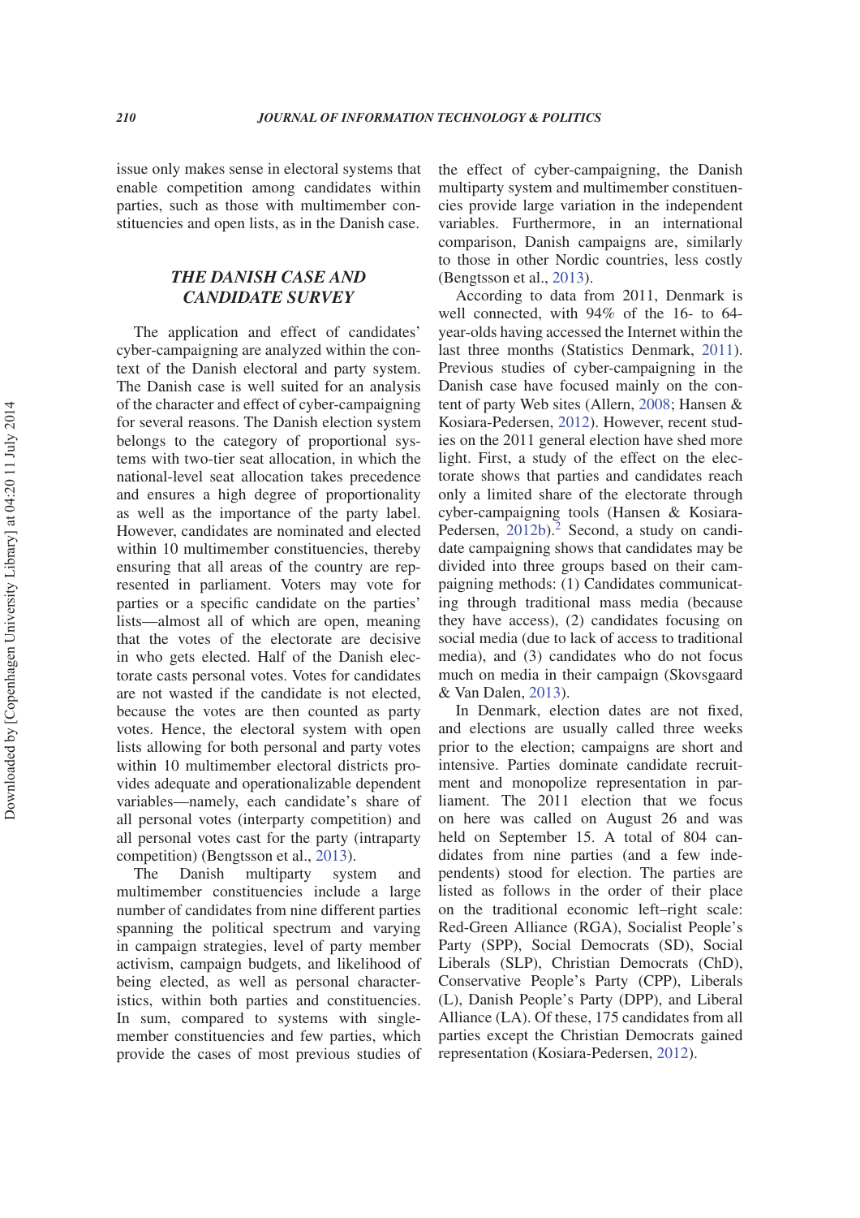issue only makes sense in electoral systems that enable competition among candidates within parties, such as those with multimember constituencies and open lists, as in the Danish case.

## THE DANISH CASE AND CANDIDATE SURVEY

The application and effect of candidates' cyber-campaigning are analyzed within the context of the Danish electoral and party system. The Danish case is well suited for an analysis of the character and effect of cyber-campaigning for several reasons. The Danish election system belongs to the category of proportional systems with two-tier seat allocation, in which the national-level seat allocation takes precedence and ensures a high degree of proportionality as well as the importance of the party label. However, candidates are nominated and elected within 10 multimember constituencies, thereby ensuring that all areas of the country are represented in parliament. Voters may vote for parties or a specific candidate on the parties' lists—almost all of which are open, meaning that the votes of the electorate are decisive in who gets elected. Half of the Danish electorate casts personal votes. Votes for candidates are not wasted if the candidate is not elected, because the votes are then counted as party votes. Hence, the electoral system with open lists allowing for both personal and party votes within 10 multimember electoral districts provides adequate and operationalizable dependent variables—namely, each candidate's share of all personal votes (interparty competition) and all personal votes cast for the party (intraparty competition) (Bengtsson et al., 2013).

The Danish multiparty system and multimember constituencies include a large number of candidates from nine different parties spanning the political spectrum and varying in campaign strategies, level of party member activism, campaign budgets, and likelihood of being elected, as well as personal characteristics, within both parties and constituencies. In sum, compared to systems with single-member constituencies and few parties, which provide the cases of most previous studies of the effect of cyber-campaigning, the Danish multiparty system and multimember constituencies provide large variation in the independent variables. Furthermore, in an international comparison, Danish campaigns are, similarly to those in other Nordic countries, less costly (Bengtsson et al., 2013).

According to data from 2011, Denmark is well connected, with 94% of the 16- to 64-year-olds having accessed the Internet within the last three months (Statistics Denmark, 2011). Previous studies of cyber-campaigning in the Danish case have focused mainly on the content of party Web sites (Allern, 2008; Hansen & Kosiara-Pedersen, 2012). However, recent studies on the 2011 general election have shed more light. First, a study of the effect on the electorate shows that parties and candidates reach only a limited share of the electorate through cyber-campaigning tools (Hansen & Kosiara-Pedersen, 2012b).[2] Second, a study on candidate campaigning shows that candidates may be divided into three groups based on their campaigning methods: (1) Candidates communicating through traditional mass media (because they have access), (2) candidates focusing on social media (due to lack of access to traditional media), and (3) candidates who do not focus much on media in their campaign (Skovsgaard & Van Dalen, 2013).

In Denmark, election dates are not fixed, and elections are usually called three weeks prior to the election; campaigns are short and intensive. Parties dominate candidate recruitment and monopolize representation in parliament. The 2011 election that we focus on here was called on August 26 and was held on September 15. A total of 804 candidates from nine parties (and a few independents) stood for election. The parties are listed as follows in the order of their place on the traditional economic left–right scale: Red-Green Alliance (RGA), Socialist People's Party (SPP), Social Democrats (SD), Social Liberals (SLP), Christian Democrats (ChD), Conservative People's Party (CPP), Liberals (L), Danish People's Party (DPP), and Liberal Alliance (LA). Of these, 175 candidates from all parties except the Christian Democrats gained representation (Kosiara-Pedersen, 2012).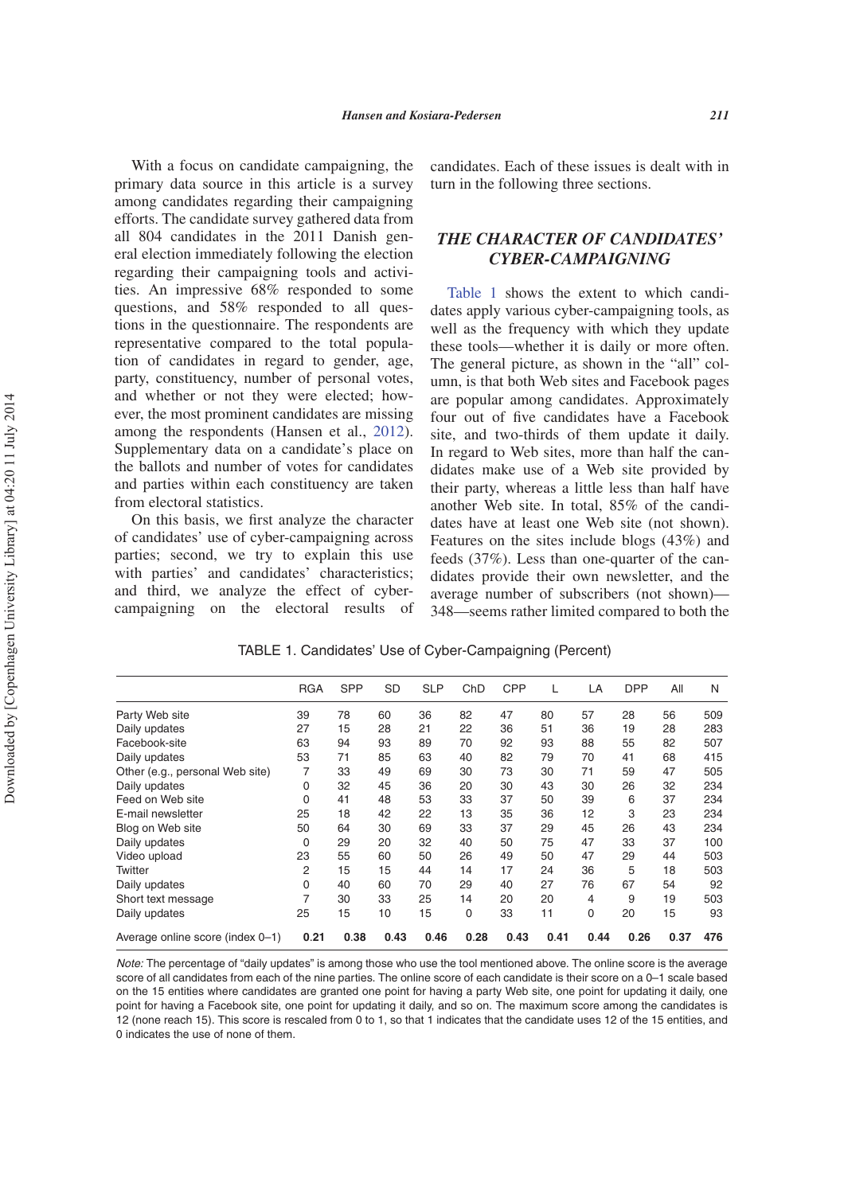With a focus on candidate campaigning, the primary data source in this article is a survey among candidates regarding their campaigning efforts. The candidate survey gathered data from all 804 candidates in the 2011 Danish general election immediately following the election regarding their campaigning tools and activities. An impressive 68% responded to some questions, and 58% responded to all questions in the questionnaire. The respondents are representative compared to the total population of candidates in regard to gender, age, party, constituency, number of personal votes, and whether or not they were elected; however, the most prominent candidates are missing among the respondents (Hansen et al., 2012). Supplementary data on a candidate's place on the ballots and number of votes for candidates and parties within each constituency are taken from electoral statistics.

On this basis, we first analyze the character of candidates' use of cyber-campaigning across parties; second, we try to explain this use with parties' and candidates' characteristics; and third, we analyze the effect of cyber-campaigning on the electoral results of candidates. Each of these issues is dealt with in turn in the following three sections.

## THE CHARACTER OF CANDIDATES' CYBER-CAMPAIGNING

Table 1 shows the extent to which candidates apply various cyber-campaigning tools, as well as the frequency with which they update these tools—whether it is daily or more often. The general picture, as shown in the "all" column, is that both Web sites and Facebook pages are popular among candidates. Approximately four out of five candidates have a Facebook site, and two-thirds of them update it daily. In regard to Web sites, more than half the candidates make use of a Web site provided by their party, whereas a little less than half have another Web site. In total, 85% of the candidates have at least one Web site (not shown). Features on the sites include blogs (43%) and feeds (37%). Less than one-quarter of the candidates provide their own newsletter, and the average number of subscribers (not shown)—348—seems rather limited compared to both the

TABLE 1. Candidates' Use of Cyber-Campaigning (Percent)

| | RGA | SPP | SD | SLP | ChD | CPP | L | LA | DPP | All | N |
|---|---|---|---|---|---|---|---|---|---|---|---|
| Party Web site | 39 | 78 | 60 | 36 | 82 | 47 | 80 | 57 | 28 | 56 | 509 |
| Daily updates | 27 | 15 | 28 | 21 | 22 | 36 | 51 | 36 | 19 | 28 | 283 |
| Facebook-site | 63 | 94 | 93 | 89 | 70 | 92 | 93 | 88 | 55 | 82 | 507 |
| Daily updates | 53 | 71 | 85 | 63 | 40 | 82 | 79 | 70 | 41 | 68 | 415 |
| Other (e.g., personal Web site) | 7 | 33 | 49 | 69 | 30 | 73 | 30 | 71 | 59 | 47 | 505 |
| Daily updates | 0 | 32 | 45 | 36 | 20 | 30 | 43 | 30 | 26 | 32 | 234 |
| Feed on Web site | 0 | 41 | 48 | 53 | 33 | 37 | 50 | 39 | 6 | 37 | 234 |
| E-mail newsletter | 25 | 18 | 42 | 22 | 13 | 35 | 36 | 12 | 3 | 23 | 234 |
| Blog on Web site | 50 | 64 | 30 | 69 | 33 | 37 | 29 | 45 | 26 | 43 | 234 |
| Daily updates | 0 | 29 | 20 | 32 | 40 | 50 | 75 | 47 | 33 | 37 | 100 |
| Video upload | 23 | 55 | 60 | 50 | 26 | 49 | 50 | 47 | 29 | 44 | 503 |
| Twitter | 2 | 15 | 15 | 44 | 14 | 17 | 24 | 36 | 5 | 18 | 503 |
| Daily updates | 0 | 40 | 60 | 70 | 29 | 40 | 27 | 76 | 67 | 54 | 92 |
| Short text message | 7 | 30 | 33 | 25 | 14 | 20 | 20 | 4 | 9 | 19 | 503 |
| Daily updates | 25 | 15 | 10 | 15 | 0 | 33 | 11 | 0 | 20 | 15 | 93 |
| Average online score (index 0–1) | **0.21** | **0.38** | **0.43** | **0.46** | **0.28** | **0.43** | **0.41** | **0.44** | **0.26** | **0.37** | **476** |

*Note:* The percentage of "daily updates" is among those who use the tool mentioned above. The online score is the average score of all candidates from each of the nine parties. The online score of each candidate is their score on a 0–1 scale based on the 15 entities where candidates are granted one point for having a party Web site, one point for updating it daily, one point for having a Facebook site, one point for updating it daily, and so on. The maximum score among the candidates is 12 (none reach 15). This score is rescaled from 0 to 1, so that 1 indicates that the candidate uses 12 of the 15 entities, and 0 indicates the use of none of them.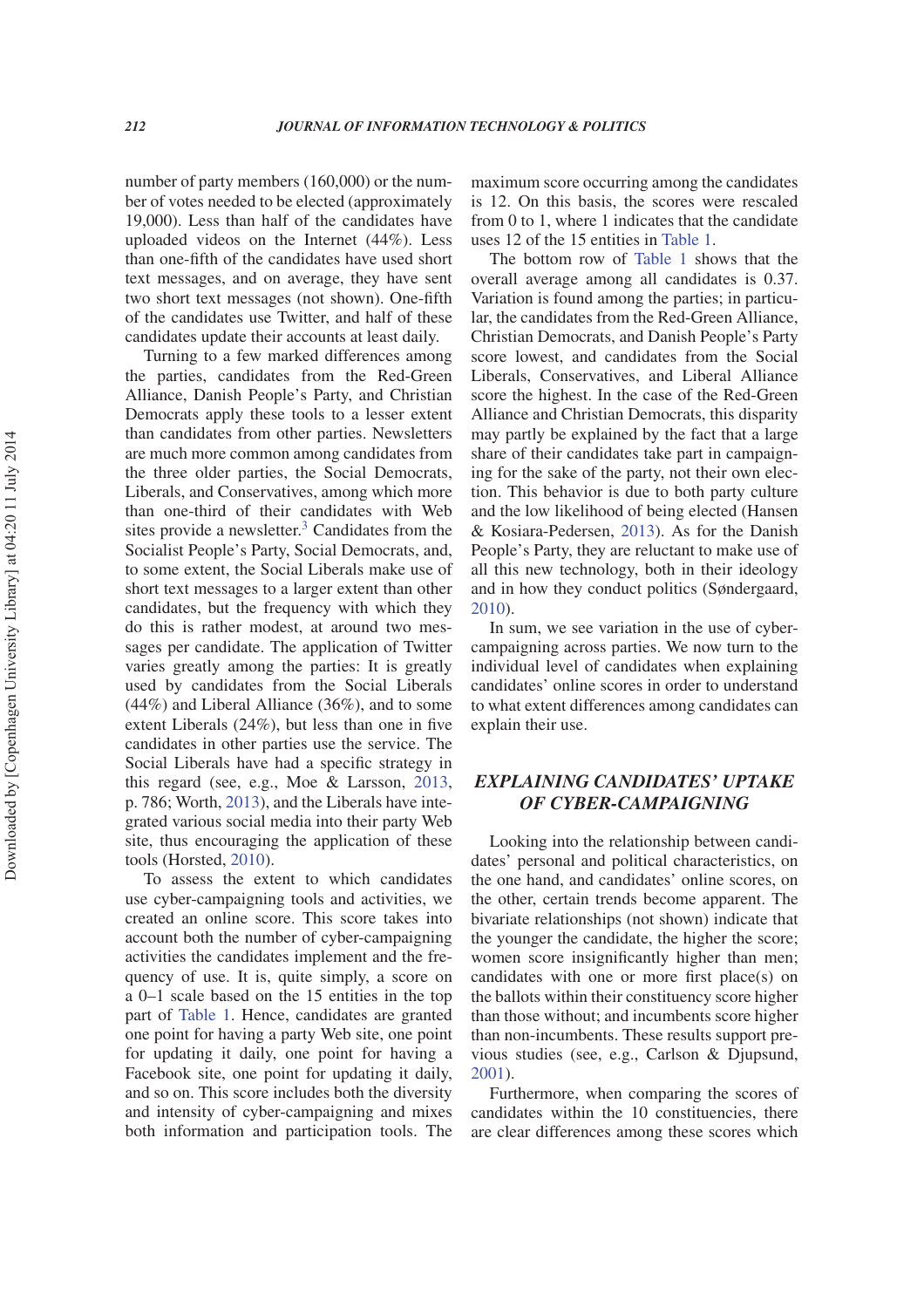number of party members (160,000) or the number of votes needed to be elected (approximately 19,000). Less than half of the candidates have uploaded videos on the Internet (44%). Less than one-fifth of the candidates have used short text messages, and on average, they have sent two short text messages (not shown). One-fifth of the candidates use Twitter, and half of these candidates update their accounts at least daily.

Turning to a few marked differences among the parties, candidates from the Red-Green Alliance, Danish People's Party, and Christian Democrats apply these tools to a lesser extent than candidates from other parties. Newsletters are much more common among candidates from the three older parties, the Social Democrats, Liberals, and Conservatives, among which more than one-third of their candidates with Web sites provide a newsletter.[3] Candidates from the Socialist People's Party, Social Democrats, and, to some extent, the Social Liberals make use of short text messages to a larger extent than other candidates, but the frequency with which they do this is rather modest, at around two messages per candidate. The application of Twitter varies greatly among the parties: It is greatly used by candidates from the Social Liberals (44%) and Liberal Alliance (36%), and to some extent Liberals (24%), but less than one in five candidates in other parties use the service. The Social Liberals have had a specific strategy in this regard (see, e.g., Moe & Larsson, 2013, p. 786; Worth, 2013), and the Liberals have integrated various social media into their party Web site, thus encouraging the application of these tools (Horsted, 2010).

To assess the extent to which candidates use cyber-campaigning tools and activities, we created an online score. This score takes into account both the number of cyber-campaigning activities the candidates implement and the frequency of use. It is, quite simply, a score on a 0–1 scale based on the 15 entities in the top part of Table 1. Hence, candidates are granted one point for having a party Web site, one point for updating it daily, one point for having a Facebook site, one point for updating it daily, and so on. This score includes both the diversity and intensity of cyber-campaigning and mixes both information and participation tools. The maximum score occurring among the candidates is 12. On this basis, the scores were rescaled from 0 to 1, where 1 indicates that the candidate uses 12 of the 15 entities in Table 1.

The bottom row of Table 1 shows that the overall average among all candidates is 0.37. Variation is found among the parties; in particular, the candidates from the Red-Green Alliance, Christian Democrats, and Danish People's Party score lowest, and candidates from the Social Liberals, Conservatives, and Liberal Alliance score the highest. In the case of the Red-Green Alliance and Christian Democrats, this disparity may partly be explained by the fact that a large share of their candidates take part in campaigning for the sake of the party, not their own election. This behavior is due to both party culture and the low likelihood of being elected (Hansen & Kosiara-Pedersen, 2013). As for the Danish People's Party, they are reluctant to make use of all this new technology, both in their ideology and in how they conduct politics (Søndergaard, 2010).

In sum, we see variation in the use of cyber-campaigning across parties. We now turn to the individual level of candidates when explaining candidates' online scores in order to understand to what extent differences among candidates can explain their use.

## EXPLAINING CANDIDATES' UPTAKE OF CYBER-CAMPAIGNING

Looking into the relationship between candidates' personal and political characteristics, on the one hand, and candidates' online scores, on the other, certain trends become apparent. The bivariate relationships (not shown) indicate that the younger the candidate, the higher the score; women score insignificantly higher than men; candidates with one or more first place(s) on the ballots within their constituency score higher than those without; and incumbents score higher than non-incumbents. These results support previous studies (see, e.g., Carlson & Djupsund, 2001).

Furthermore, when comparing the scores of candidates within the 10 constituencies, there are clear differences among these scores which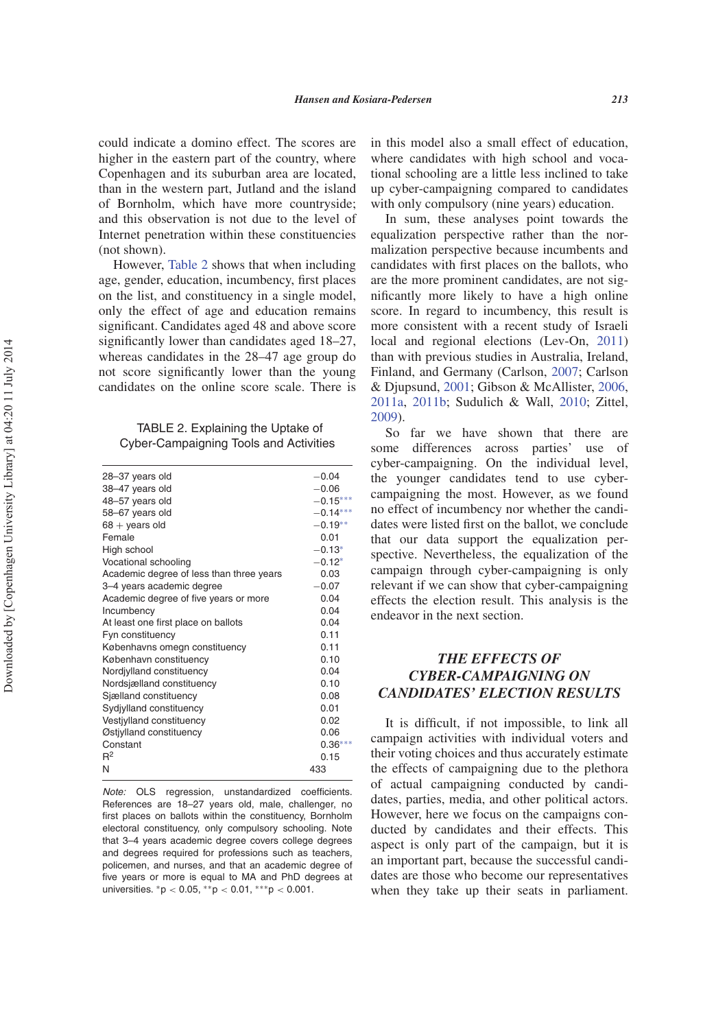could indicate a domino effect. The scores are higher in the eastern part of the country, where Copenhagen and its suburban area are located, than in the western part, Jutland and the island of Bornholm, which have more countryside; and this observation is not due to the level of Internet penetration within these constituencies (not shown).

However, Table 2 shows that when including age, gender, education, incumbency, first places on the list, and constituency in a single model, only the effect of age and education remains significant. Candidates aged 48 and above score significantly lower than candidates aged 18–27, whereas candidates in the 28–47 age group do not score significantly lower than the young candidates on the online score scale. There is in this model also a small effect of education, where candidates with high school and vocational schooling are a little less inclined to take up cyber-campaigning compared to candidates with only compulsory (nine years) education.

TABLE 2. Explaining the Uptake of Cyber-Campaigning Tools and Activities

| | |
|---|---|
| 28–37 years old | −0.04 |
| 38–47 years old | −0.06 |
| 48–57 years old | −0.15*** |
| 58–67 years old | −0.14*** |
| 68 + years old | −0.19** |
| Female | 0.01 |
| High school | −0.13* |
| Vocational schooling | −0.12* |
| Academic degree of less than three years | 0.03 |
| 3–4 years academic degree | −0.07 |
| Academic degree of five years or more | 0.04 |
| Incumbency | 0.04 |
| At least one first place on ballots | 0.04 |
| Fyn constituency | 0.11 |
| Københavns omegn constituency | 0.11 |
| København constituency | 0.10 |
| Nordjylland constituency | 0.04 |
| Nordsjælland constituency | 0.10 |
| Sjælland constituency | 0.08 |
| Sydjylland constituency | 0.01 |
| Vestjylland constituency | 0.02 |
| Østjylland constituency | 0.06 |
| Constant | 0.36*** |
| $R^2$ | 0.15 |
| N | 433 |

*Note:* OLS regression, unstandardized coefficients. References are 18–27 years old, male, challenger, no first places on ballots within the constituency, Bornholm electoral constituency, only compulsory schooling. Note that 3–4 years academic degree covers college degrees and degrees required for professions such as teachers, policemen, and nurses, and that an academic degree of five years or more is equal to MA and PhD degrees at universities. \*$p < 0.05$, \*\*$p < 0.01$, \*\*\*$p < 0.001$.

In sum, these analyses point towards the equalization perspective rather than the normalization perspective because incumbents and candidates with first places on the ballots, who are the more prominent candidates, are not significantly more likely to have a high online score. In regard to incumbency, this result is more consistent with a recent study of Israeli local and regional elections (Lev-On, 2011) than with previous studies in Australia, Ireland, Finland, and Germany (Carlson, 2007; Carlson & Djupsund, 2001; Gibson & McAllister, 2006, 2011a, 2011b; Sudulich & Wall, 2010; Zittel, 2009).

So far we have shown that there are some differences across parties' use of cyber-campaigning. On the individual level, the younger candidates tend to use cyber-campaigning the most. However, as we found no effect of incumbency nor whether the candidates were listed first on the ballot, we conclude that our data support the equalization perspective. Nevertheless, the equalization of the campaign through cyber-campaigning is only relevant if we can show that cyber-campaigning effects the election result. This analysis is the endeavor in the next section.

## *THE EFFECTS OF CYBER-CAMPAIGNING ON CANDIDATES' ELECTION RESULTS*

It is difficult, if not impossible, to link all campaign activities with individual voters and their voting choices and thus accurately estimate the effects of campaigning due to the plethora of actual campaigning conducted by candidates, parties, media, and other political actors. However, here we focus on the campaigns conducted by candidates and their effects. This aspect is only part of the campaign, but it is an important part, because the successful candidates are those who become our representatives when they take up their seats in parliament.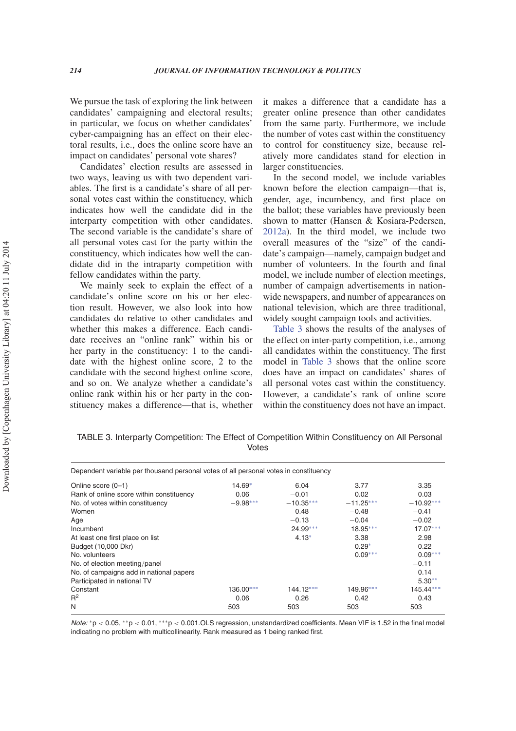We pursue the task of exploring the link between candidates' campaigning and electoral results; in particular, we focus on whether candidates' cyber-campaigning has an effect on their electoral results, i.e., does the online score have an impact on candidates' personal vote shares?

Candidates' election results are assessed in two ways, leaving us with two dependent variables. The first is a candidate's share of all personal votes cast within the constituency, which indicates how well the candidate did in the interparty competition with other candidates. The second variable is the candidate's share of all personal votes cast for the party within the constituency, which indicates how well the candidate did in the intraparty competition with fellow candidates within the party.

We mainly seek to explain the effect of a candidate's online score on his or her election result. However, we also look into how candidates do relative to other candidates and whether this makes a difference. Each candidate receives an "online rank" within his or her party in the constituency: 1 to the candidate with the highest online score, 2 to the candidate with the second highest online score, and so on. We analyze whether a candidate's online rank within his or her party in the constituency makes a difference—that is, whether it makes a difference that a candidate has a greater online presence than other candidates from the same party. Furthermore, we include the number of votes cast within the constituency to control for constituency size, because relatively more candidates stand for election in larger constituencies.

In the second model, we include variables known before the election campaign—that is, gender, age, incumbency, and first place on the ballot; these variables have previously been shown to matter (Hansen & Kosiara-Pedersen, 2012a). In the third model, we include two overall measures of the "size" of the candidate's campaign—namely, campaign budget and number of volunteers. In the fourth and final model, we include number of election meetings, number of campaign advertisements in nationwide newspapers, and number of appearances on national television, which are three traditional, widely sought campaign tools and activities.

Table 3 shows the results of the analyses of the effect on inter-party competition, i.e., among all candidates within the constituency. The first model in Table 3 shows that the online score does have an impact on candidates' shares of all personal votes cast within the constituency. However, a candidate's rank of online score within the constituency does not have an impact.

TABLE 3. Interparty Competition: The Effect of Competition Within Constituency on All Personal Votes

| Dependent variable per thousand personal votes of all personal votes in constituency | | | | |
|---|---|---|---|---|
| Online score (0–1) | 14.69* | 6.04 | 3.77 | 3.35 |
| Rank of online score within constituency | 0.06 | −0.01 | 0.02 | 0.03 |
| No. of votes within constituency | −9.98*** | −10.35*** | −11.25*** | −10.92*** |
| Women | | 0.48 | −0.48 | −0.41 |
| Age | | −0.13 | −0.04 | −0.02 |
| Incumbent | | 24.99*** | 18.95*** | 17.07*** |
| At least one first place on list | | 4.13* | 3.38 | 2.98 |
| Budget (10,000 Dkr) | | | 0.29* | 0.22 |
| No. volunteers | | | 0.09*** | 0.09*** |
| No. of election meeting/panel | | | | −0.11 |
| No. of campaigns add in national papers | | | | 0.14 |
| Participated in national TV | | | | 5.30** |
| Constant | 136.00*** | 144.12*** | 149.96*** | 145.44*** |
| $R^2$ | 0.06 | 0.26 | 0.42 | 0.43 |
| N | 503 | 503 | 503 | 503 |

*Note:* \*$p < 0.05$, \*\*$p < 0.01$, \*\*\*$p < 0.001$.OLS regression, unstandardized coefficients. Mean VIF is 1.52 in the final model indicating no problem with multicollinearity. Rank measured as 1 being ranked first.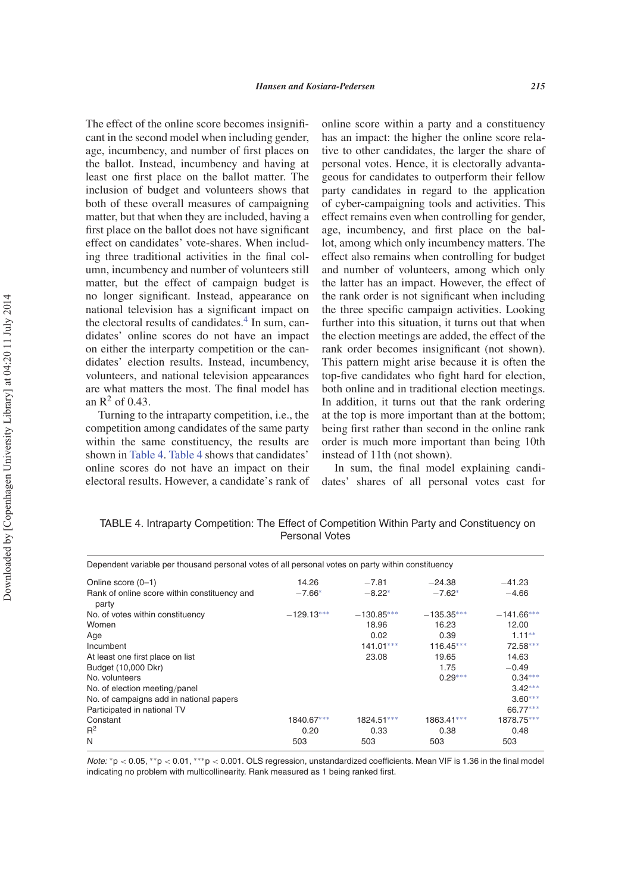The effect of the online score becomes insignificant in the second model when including gender, age, incumbency, and number of first places on the ballot. Instead, incumbency and having at least one first place on the ballot matter. The inclusion of budget and volunteers shows that both of these overall measures of campaigning matter, but that when they are included, having a first place on the ballot does not have significant effect on candidates' vote-shares. When including three traditional activities in the final column, incumbency and number of volunteers still matter, but the effect of campaign budget is no longer significant. Instead, appearance on national television has a significant impact on the electoral results of candidates.[4] In sum, candidates' online scores do not have an impact on either the interparty competition or the candidates' election results. Instead, incumbency, volunteers, and national television appearances are what matters the most. The final model has an $R^2$ of 0.43.

Turning to the intraparty competition, i.e., the competition among candidates of the same party within the same constituency, the results are shown in Table 4. Table 4 shows that candidates' online scores do not have an impact on their electoral results. However, a candidate's rank of online score within a party and a constituency has an impact: the higher the online score relative to other candidates, the larger the share of personal votes. Hence, it is electorally advantageous for candidates to outperform their fellow party candidates in regard to the application of cyber-campaigning tools and activities. This effect remains even when controlling for gender, age, incumbency, and first place on the ballot, among which only incumbency matters. The effect also remains when controlling for budget and number of volunteers, among which only the latter has an impact. However, the effect of the rank order is not significant when including the three specific campaign activities. Looking further into this situation, it turns out that when the election meetings are added, the effect of the rank order becomes insignificant (not shown). This pattern might arise because it is often the top-five candidates who fight hard for election, both online and in traditional election meetings. In addition, it turns out that the rank ordering at the top is more important than at the bottom; being first rather than second in the online rank order is much more important than being 10th instead of 11th (not shown).

In sum, the final model explaining candidates' shares of all personal votes cast for

TABLE 4. Intraparty Competition: The Effect of Competition Within Party and Constituency on Personal Votes

| Dependent variable per thousand personal votes of all personal votes on party within constituency | | | | |
|---|---|---|---|---|
| Online score (0–1) | 14.26 | −7.81 | −24.38 | −41.23 |
| Rank of online score within constituency and party | −7.66* | −8.22* | −7.62* | −4.66 |
| No. of votes within constituency | −129.13*** | −130.85*** | −135.35*** | −141.66*** |
| Women | | 18.96 | 16.23 | 12.00 |
| Age | | 0.02 | 0.39 | 1.11** |
| Incumbent | | 141.01*** | 116.45*** | 72.58*** |
| At least one first place on list | | 23.08 | 19.65 | 14.63 |
| Budget (10,000 Dkr) | | | 1.75 | −0.49 |
| No. volunteers | | | 0.29*** | 0.34*** |
| No. of election meeting/panel | | | | 3.42*** |
| No. of campaigns add in national papers | | | | 3.60*** |
| Participated in national TV | | | | 66.77*** |
| Constant | 1840.67*** | 1824.51*** | 1863.41*** | 1878.75*** |
| $R^2$ | 0.20 | 0.33 | 0.38 | 0.48 |
| N | 503 | 503 | 503 | 503 |

*Note:* \*$p < 0.05$, \*\*$p < 0.01$, \*\*\*$p < 0.001$. OLS regression, unstandardized coefficients. Mean VIF is 1.36 in the final model indicating no problem with multicollinearity. Rank measured as 1 being ranked first.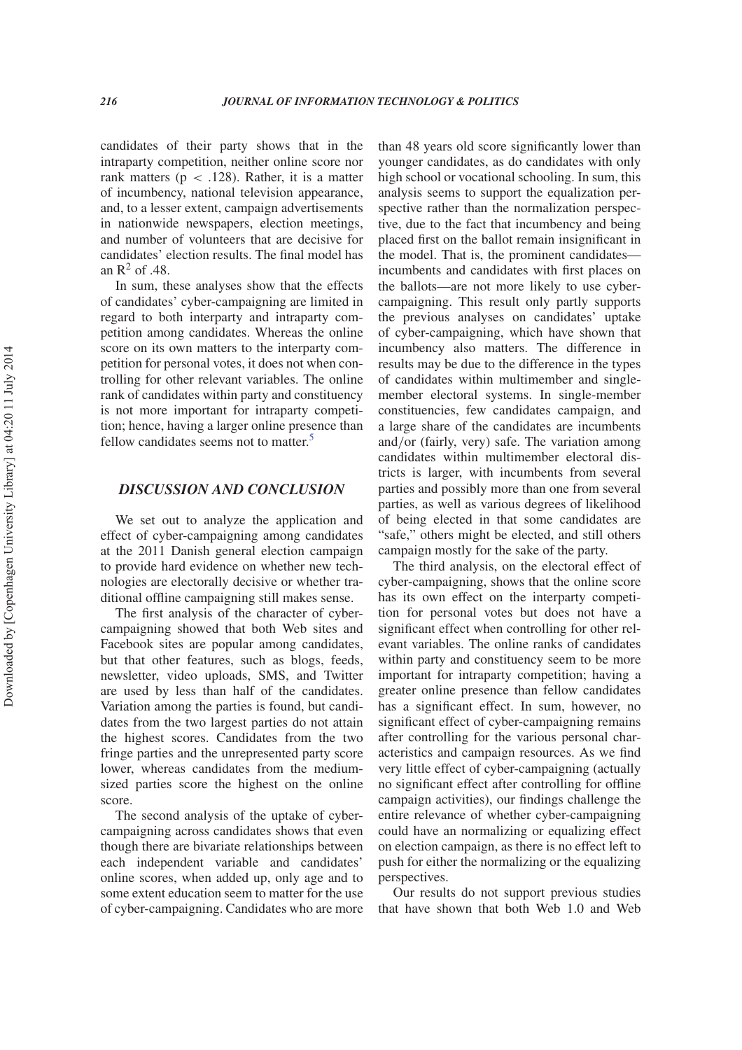candidates of their party shows that in the intraparty competition, neither online score nor rank matters ($p < .128$). Rather, it is a matter of incumbency, national television appearance, and, to a lesser extent, campaign advertisements in nationwide newspapers, election meetings, and number of volunteers that are decisive for candidates' election results. The final model has an $R^2$ of .48.

In sum, these analyses show that the effects of candidates' cyber-campaigning are limited in regard to both interparty and intraparty competition among candidates. Whereas the online score on its own matters to the interparty competition for personal votes, it does not when controlling for other relevant variables. The online rank of candidates within party and constituency is not more important for intraparty competition; hence, having a larger online presence than fellow candidates seems not to matter.[5]

## DISCUSSION AND CONCLUSION

We set out to analyze the application and effect of cyber-campaigning among candidates at the 2011 Danish general election campaign to provide hard evidence on whether new technologies are electorally decisive or whether traditional offline campaigning still makes sense.

The first analysis of the character of cyber-campaigning showed that both Web sites and Facebook sites are popular among candidates, but that other features, such as blogs, feeds, newsletter, video uploads, SMS, and Twitter are used by less than half of the candidates. Variation among the parties is found, but candidates from the two largest parties do not attain the highest scores. Candidates from the two fringe parties and the unrepresented party score lower, whereas candidates from the medium-sized parties score the highest on the online score.

The second analysis of the uptake of cyber-campaigning across candidates shows that even though there are bivariate relationships between each independent variable and candidates' online scores, when added up, only age and to some extent education seem to matter for the use of cyber-campaigning. Candidates who are more than 48 years old score significantly lower than younger candidates, as do candidates with only high school or vocational schooling. In sum, this analysis seems to support the equalization perspective rather than the normalization perspective, due to the fact that incumbency and being placed first on the ballot remain insignificant in the model. That is, the prominent candidates—incumbents and candidates with first places on the ballots—are not more likely to use cyber-campaigning. This result only partly supports the previous analyses on candidates' uptake of cyber-campaigning, which have shown that incumbency also matters. The difference in results may be due to the difference in the types of candidates within multimember and single-member electoral systems. In single-member constituencies, few candidates campaign, and a large share of the candidates are incumbents and/or (fairly, very) safe. The variation among candidates within multimember electoral districts is larger, with incumbents from several parties and possibly more than one from several parties, as well as various degrees of likelihood of being elected in that some candidates are "safe," others might be elected, and still others campaign mostly for the sake of the party.

The third analysis, on the electoral effect of cyber-campaigning, shows that the online score has its own effect on the interparty competition for personal votes but does not have a significant effect when controlling for other relevant variables. The online ranks of candidates within party and constituency seem to be more important for intraparty competition; having a greater online presence than fellow candidates has a significant effect. In sum, however, no significant effect of cyber-campaigning remains after controlling for the various personal characteristics and campaign resources. As we find very little effect of cyber-campaigning (actually no significant effect after controlling for offline campaign activities), our findings challenge the entire relevance of whether cyber-campaigning could have an normalizing or equalizing effect on election campaign, as there is no effect left to push for either the normalizing or the equalizing perspectives.

Our results do not support previous studies that have shown that both Web 1.0 and Web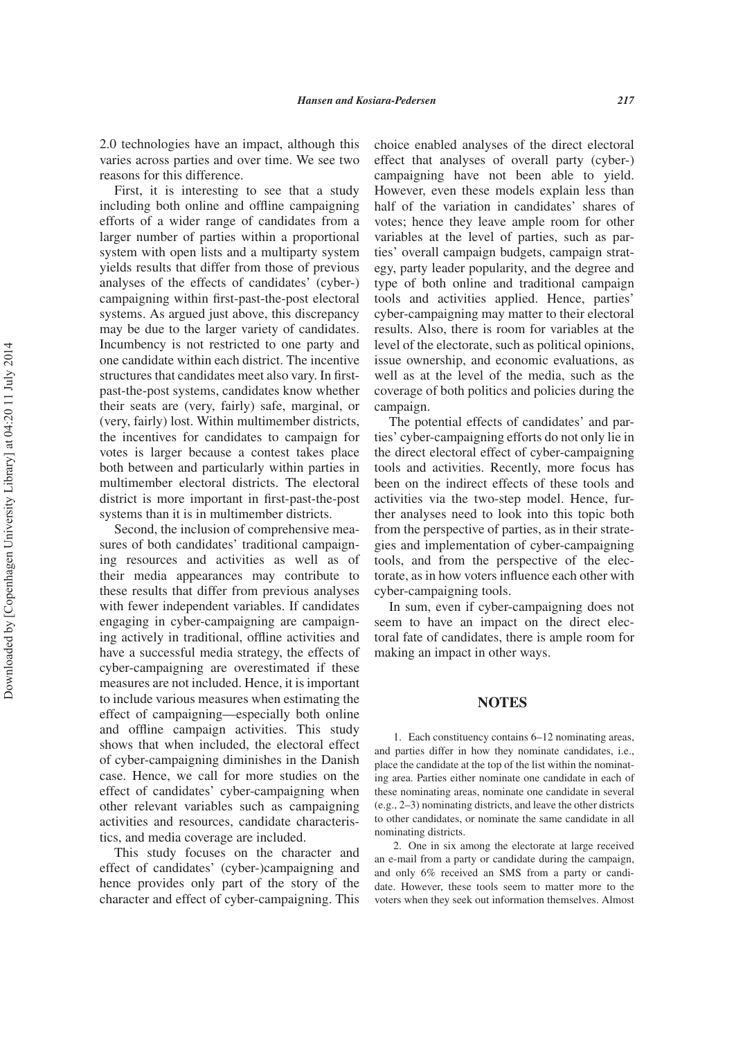2.0 technologies have an impact, although this varies across parties and over time. We see two reasons for this difference.

First, it is interesting to see that a study including both online and offline campaigning efforts of a wider range of candidates from a larger number of parties within a proportional system with open lists and a multiparty system yields results that differ from those of previous analyses of the effects of candidates' (cyber-) campaigning within first-past-the-post electoral systems. As argued just above, this discrepancy may be due to the larger variety of candidates. Incumbency is not restricted to one party and one candidate within each district. The incentive structures that candidates meet also vary. In first-past-the-post systems, candidates know whether their seats are (very, fairly) safe, marginal, or (very, fairly) lost. Within multimember districts, the incentives for candidates to campaign for votes is larger because a contest takes place both between and particularly within parties in multimember electoral districts. The electoral district is more important in first-past-the-post systems than it is in multimember districts.

Second, the inclusion of comprehensive measures of both candidates' traditional campaigning resources and activities as well as of their media appearances may contribute to these results that differ from previous analyses with fewer independent variables. If candidates engaging in cyber-campaigning are campaigning actively in traditional, offline activities and have a successful media strategy, the effects of cyber-campaigning are overestimated if these measures are not included. Hence, it is important to include various measures when estimating the effect of campaigning—especially both online and offline campaign activities. This study shows that when included, the electoral effect of cyber-campaigning diminishes in the Danish case. Hence, we call for more studies on the effect of candidates' cyber-campaigning when other relevant variables such as campaigning activities and resources, candidate characteristics, and media coverage are included.

This study focuses on the character and effect of candidates' (cyber-)campaigning and hence provides only part of the story of the character and effect of cyber-campaigning. This choice enabled analyses of the direct electoral effect that analyses of overall party (cyber-) campaigning have not been able to yield. However, even these models explain less than half of the variation in candidates' shares of votes; hence they leave ample room for other variables at the level of parties, such as parties' overall campaign budgets, campaign strategy, party leader popularity, and the degree and type of both online and traditional campaign tools and activities applied. Hence, parties' cyber-campaigning may matter to their electoral results. Also, there is room for variables at the level of the electorate, such as political opinions, issue ownership, and economic evaluations, as well as at the level of the media, such as the coverage of both politics and policies during the campaign.

The potential effects of candidates' and parties' cyber-campaigning efforts do not only lie in the direct electoral effect of cyber-campaigning tools and activities. Recently, more focus has been on the indirect effects of these tools and activities via the two-step model. Hence, further analyses need to look into this topic both from the perspective of parties, as in their strategies and implementation of cyber-campaigning tools, and from the perspective of the electorate, as in how voters influence each other with cyber-campaigning tools.

In sum, even if cyber-campaigning does not seem to have an impact on the direct electoral fate of candidates, there is ample room for making an impact in other ways.

## NOTES

1. Each constituency contains 6–12 nominating areas, and parties differ in how they nominate candidates, i.e., place the candidate at the top of the list within the nominating area. Parties either nominate one candidate in each of these nominating areas, nominate one candidate in several (e.g., 2–3) nominating districts, and leave the other districts to other candidates, or nominate the same candidate in all nominating districts.

2. One in six among the electorate at large received an e-mail from a party or candidate during the campaign, and only 6% received an SMS from a party or candidate. However, these tools seem to matter more to the voters when they seek out information themselves. Almost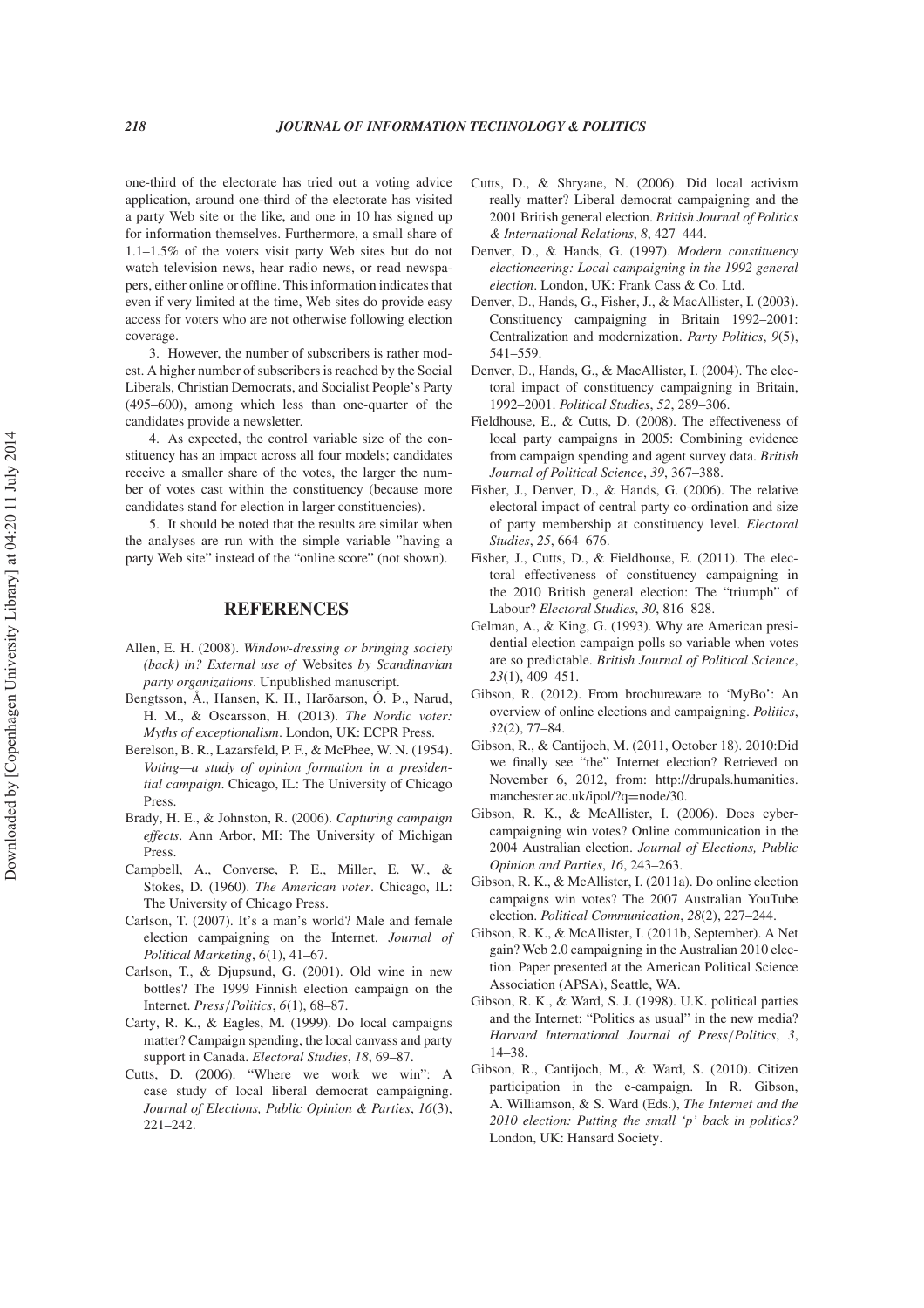one-third of the electorate has tried out a voting advice application, around one-third of the electorate has visited a party Web site or the like, and one in 10 has signed up for information themselves. Furthermore, a small share of 1.1–1.5% of the voters visit party Web sites but do not watch television news, hear radio news, or read newspapers, either online or offline. This information indicates that even if very limited at the time, Web sites do provide easy access for voters who are not otherwise following election coverage.

3. However, the number of subscribers is rather modest. A higher number of subscribers is reached by the Social Liberals, Christian Democrats, and Socialist People's Party (495–600), among which less than one-quarter of the candidates provide a newsletter.

4. As expected, the control variable size of the constituency has an impact across all four models; candidates receive a smaller share of the votes, the larger the number of votes cast within the constituency (because more candidates stand for election in larger constituencies).

5. It should be noted that the results are similar when the analyses are run with the simple variable "having a party Web site" instead of the "online score" (not shown).

## REFERENCES

Allen, E. H. (2008). *Window-dressing or bringing society (back) in? External use of* Websites *by Scandinavian party organizations*. Unpublished manuscript.

Bengtsson, Å., Hansen, K. H., Harðarson, Ó. Þ., Narud, H. M., & Oscarsson, H. (2013). *The Nordic voter: Myths of exceptionalism*. London, UK: ECPR Press.

Berelson, B. R., Lazarsfeld, P. F., & McPhee, W. N. (1954). *Voting—a study of opinion formation in a presidential campaign*. Chicago, IL: The University of Chicago Press.

Brady, H. E., & Johnston, R. (2006). *Capturing campaign effects*. Ann Arbor, MI: The University of Michigan Press.

Campbell, A., Converse, P. E., Miller, E. W., & Stokes, D. (1960). *The American voter*. Chicago, IL: The University of Chicago Press.

Carlson, T. (2007). It's a man's world? Male and female election campaigning on the Internet. *Journal of Political Marketing*, *6*(1), 41–67.

Carlson, T., & Djupsund, G. (2001). Old wine in new bottles? The 1999 Finnish election campaign on the Internet. *Press/Politics*, *6*(1), 68–87.

Carty, R. K., & Eagles, M. (1999). Do local campaigns matter? Campaign spending, the local canvass and party support in Canada. *Electoral Studies*, *18*, 69–87.

Cutts, D. (2006). "Where we work we win": A case study of local liberal democrat campaigning. *Journal of Elections, Public Opinion & Parties*, *16*(3), 221–242.

Cutts, D., & Shryane, N. (2006). Did local activism really matter? Liberal democrat campaigning and the 2001 British general election. *British Journal of Politics & International Relations*, *8*, 427–444.

Denver, D., & Hands, G. (1997). *Modern constituency electioneering: Local campaigning in the 1992 general election*. London, UK: Frank Cass & Co. Ltd.

Denver, D., Hands, G., Fisher, J., & MacAllister, I. (2003). Constituency campaigning in Britain 1992–2001: Centralization and modernization. *Party Politics*, *9*(5), 541–559.

Denver, D., Hands, G., & MacAllister, I. (2004). The electoral impact of constituency campaigning in Britain, 1992–2001. *Political Studies*, *52*, 289–306.

Fieldhouse, E., & Cutts, D. (2008). The effectiveness of local party campaigns in 2005: Combining evidence from campaign spending and agent survey data. *British Journal of Political Science*, *39*, 367–388.

Fisher, J., Denver, D., & Hands, G. (2006). The relative electoral impact of central party co-ordination and size of party membership at constituency level. *Electoral Studies*, *25*, 664–676.

Fisher, J., Cutts, D., & Fieldhouse, E. (2011). The electoral effectiveness of constituency campaigning in the 2010 British general election: The "triumph" of Labour? *Electoral Studies*, *30*, 816–828.

Gelman, A., & King, G. (1993). Why are American presidential election campaign polls so variable when votes are so predictable. *British Journal of Political Science*, *23*(1), 409–451.

Gibson, R. (2012). From brochureware to 'MyBo': An overview of online elections and campaigning. *Politics*, *32*(2), 77–84.

Gibson, R., & Cantijoch, M. (2011, October 18). 2010:Did we finally see "the" Internet election? Retrieved on November 6, 2012, from: http://drupals.humanities.manchester.ac.uk/ipol/?q=node/30.

Gibson, R. K., & McAllister, I. (2006). Does cyber-campaigning win votes? Online communication in the 2004 Australian election. *Journal of Elections, Public Opinion and Parties*, *16*, 243–263.

Gibson, R. K., & McAllister, I. (2011a). Do online election campaigns win votes? The 2007 Australian YouTube election. *Political Communication*, *28*(2), 227–244.

Gibson, R. K., & McAllister, I. (2011b, September). A Net gain? Web 2.0 campaigning in the Australian 2010 election. Paper presented at the American Political Science Association (APSA), Seattle, WA.

Gibson, R. K., & Ward, S. J. (1998). U.K. political parties and the Internet: "Politics as usual" in the new media? *Harvard International Journal of Press/Politics*, *3*, 14–38.

Gibson, R., Cantijoch, M., & Ward, S. (2010). Citizen participation in the e-campaign. In R. Gibson, A. Williamson, & S. Ward (Eds.), *The Internet and the 2010 election: Putting the small 'p' back in politics?* London, UK: Hansard Society.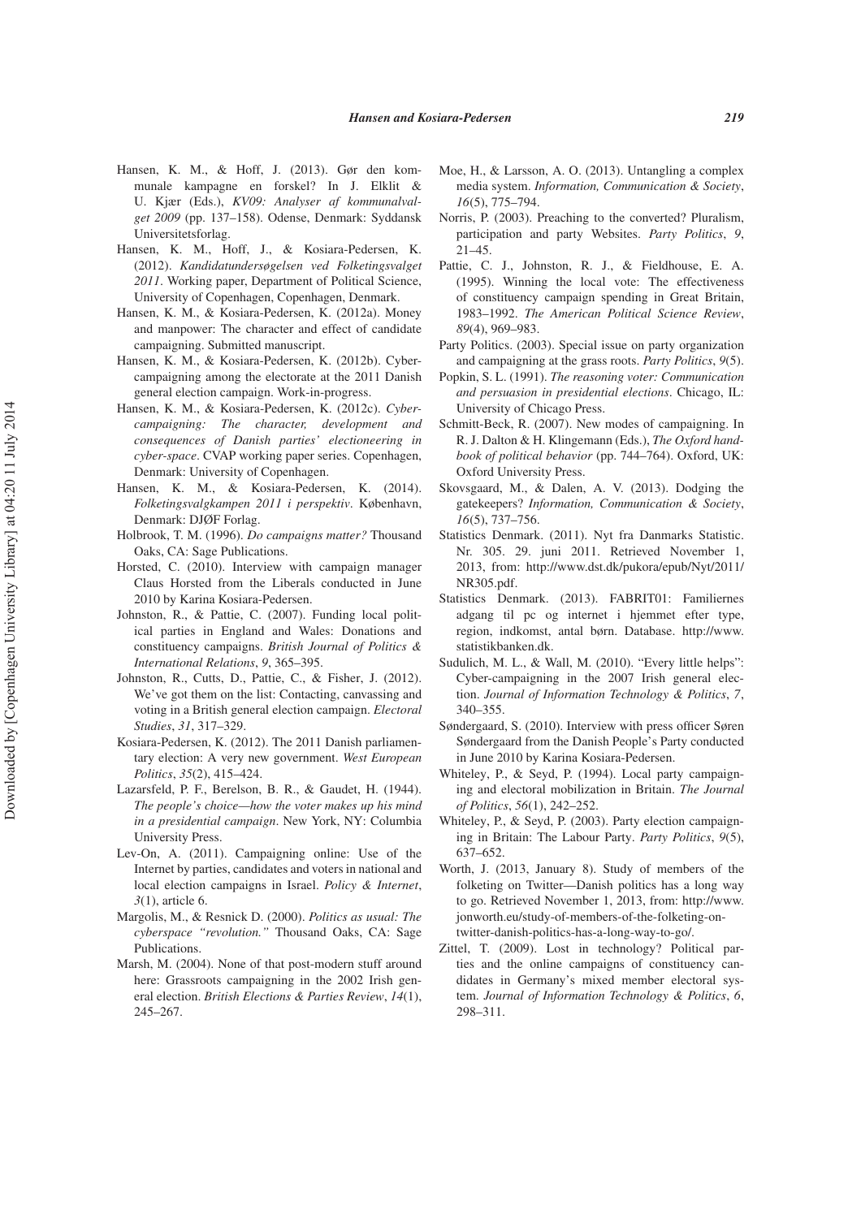Hansen, K. M., & Hoff, J. (2013). Gør den kommunale kampagne en forskel? In J. Elklit & U. Kjær (Eds.), *KV09: Analyser af kommunalvalget 2009* (pp. 137–158). Odense, Denmark: Syddansk Universitetsforlag.

Hansen, K. M., Hoff, J., & Kosiara-Pedersen, K. (2012). *Kandidatundersøgelsen ved Folketingsvalget 2011*. Working paper, Department of Political Science, University of Copenhagen, Copenhagen, Denmark.

Hansen, K. M., & Kosiara-Pedersen, K. (2012a). Money and manpower: The character and effect of candidate campaigning. Submitted manuscript.

Hansen, K. M., & Kosiara-Pedersen, K. (2012b). Cyber-campaigning among the electorate at the 2011 Danish general election campaign. Work-in-progress.

Hansen, K. M., & Kosiara-Pedersen, K. (2012c). *Cyber-campaigning: The character, development and consequences of Danish parties' electioneering in cyber-space*. CVAP working paper series. Copenhagen, Denmark: University of Copenhagen.

Hansen, K. M., & Kosiara-Pedersen, K. (2014). *Folketingsvalgkampen 2011 i perspektiv*. København, Denmark: DJØF Forlag.

Holbrook, T. M. (1996). *Do campaigns matter?* Thousand Oaks, CA: Sage Publications.

Horsted, C. (2010). Interview with campaign manager Claus Horsted from the Liberals conducted in June 2010 by Karina Kosiara-Pedersen.

Johnston, R., & Pattie, C. (2007). Funding local political parties in England and Wales: Donations and constituency campaigns. *British Journal of Politics & International Relations*, *9*, 365–395.

Johnston, R., Cutts, D., Pattie, C., & Fisher, J. (2012). We've got them on the list: Contacting, canvassing and voting in a British general election campaign. *Electoral Studies*, *31*, 317–329.

Kosiara-Pedersen, K. (2012). The 2011 Danish parliamentary election: A very new government. *West European Politics*, *35*(2), 415–424.

Lazarsfeld, P. F., Berelson, B. R., & Gaudet, H. (1944). *The people's choice—how the voter makes up his mind in a presidential campaign*. New York, NY: Columbia University Press.

Lev-On, A. (2011). Campaigning online: Use of the Internet by parties, candidates and voters in national and local election campaigns in Israel. *Policy & Internet*, *3*(1), article 6.

Margolis, M., & Resnick D. (2000). *Politics as usual: The cyberspace "revolution."* Thousand Oaks, CA: Sage Publications.

Marsh, M. (2004). None of that post-modern stuff around here: Grassroots campaigning in the 2002 Irish general election. *British Elections & Parties Review*, *14*(1), 245–267.

Moe, H., & Larsson, A. O. (2013). Untangling a complex media system. *Information, Communication & Society*, *16*(5), 775–794.

Norris, P. (2003). Preaching to the converted? Pluralism, participation and party Websites. *Party Politics*, *9*, 21–45.

Pattie, C. J., Johnston, R. J., & Fieldhouse, E. A. (1995). Winning the local vote: The effectiveness of constituency campaign spending in Great Britain, 1983–1992. *The American Political Science Review*, *89*(4), 969–983.

Party Politics. (2003). Special issue on party organization and campaigning at the grass roots. *Party Politics*, *9*(5).

Popkin, S. L. (1991). *The reasoning voter: Communication and persuasion in presidential elections*. Chicago, IL: University of Chicago Press.

Schmitt-Beck, R. (2007). New modes of campaigning. In R. J. Dalton & H. Klingemann (Eds.), *The Oxford handbook of political behavior* (pp. 744–764). Oxford, UK: Oxford University Press.

Skovsgaard, M., & Dalen, A. V. (2013). Dodging the gatekeepers? *Information, Communication & Society*, *16*(5), 737–756.

Statistics Denmark. (2011). Nyt fra Danmarks Statistic. Nr. 305. 29. juni 2011. Retrieved November 1, 2013, from: http://www.dst.dk/pukora/epub/Nyt/2011/NR305.pdf.

Statistics Denmark. (2013). FABRIT01: Familiernes adgang til pc og internet i hjemmet efter type, region, indkomst, antal børn. Database. http://www.statistikbanken.dk.

Sudulich, M. L., & Wall, M. (2010). "Every little helps": Cyber-campaigning in the 2007 Irish general election. *Journal of Information Technology & Politics*, *7*, 340–355.

Søndergaard, S. (2010). Interview with press officer Søren Søndergaard from the Danish People's Party conducted in June 2010 by Karina Kosiara-Pedersen.

Whiteley, P., & Seyd, P. (1994). Local party campaigning and electoral mobilization in Britain. *The Journal of Politics*, *56*(1), 242–252.

Whiteley, P., & Seyd, P. (2003). Party election campaigning in Britain: The Labour Party. *Party Politics*, *9*(5), 637–652.

Worth, J. (2013, January 8). Study of members of the folketing on Twitter—Danish politics has a long way to go. Retrieved November 1, 2013, from: http://www.jonworth.eu/study-of-members-of-the-folketing-on-twitter-danish-politics-has-a-long-way-to-go/.

Zittel, T. (2009). Lost in technology? Political parties and the online campaigns of constituency candidates in Germany's mixed member electoral system. *Journal of Information Technology & Politics*, *6*, 298–311.